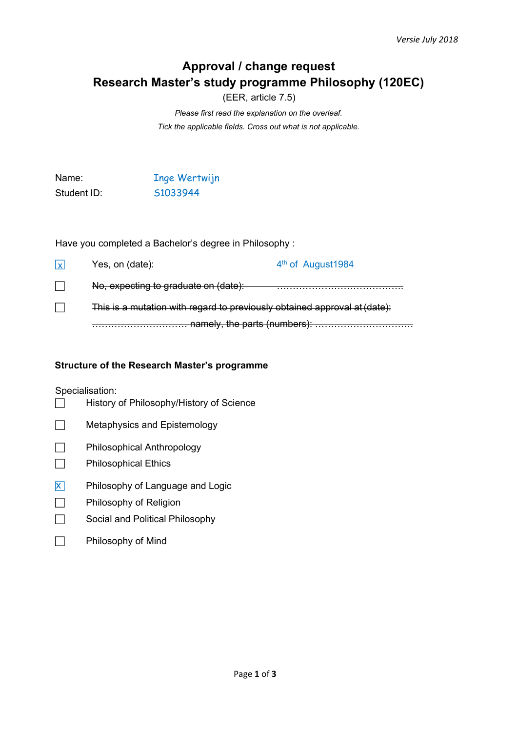*Versie July 2018*

# Approval / change request
# Research Master's study programme Philosophy (120EC)

(EER, article 7.5)

*Please first read the explanation on the overleaf.*

*Tick the applicable fields. Cross out what is not applicable.*

Name: Inge Wertwijn

Student ID: S1033944

Have you completed a Bachelor's degree in Philosophy :

- [x] Yes, on (date): 4th of August1984
- [ ] ~~No, expecting to graduate on (date): ……………………………………~~
- [ ] ~~This is a mutation with regard to previously obtained approval at (date): ………………………… namely, the parts (numbers): …………………………~~

**Structure of the Research Master's programme**

Specialisation:

- [ ] History of Philosophy/History of Science
- [ ] Metaphysics and Epistemology
- [ ] Philosophical Anthropology
- [ ] Philosophical Ethics
- [x] Philosophy of Language and Logic
- [ ] Philosophy of Religion
- [ ] Social and Political Philosophy
- [ ] Philosophy of Mind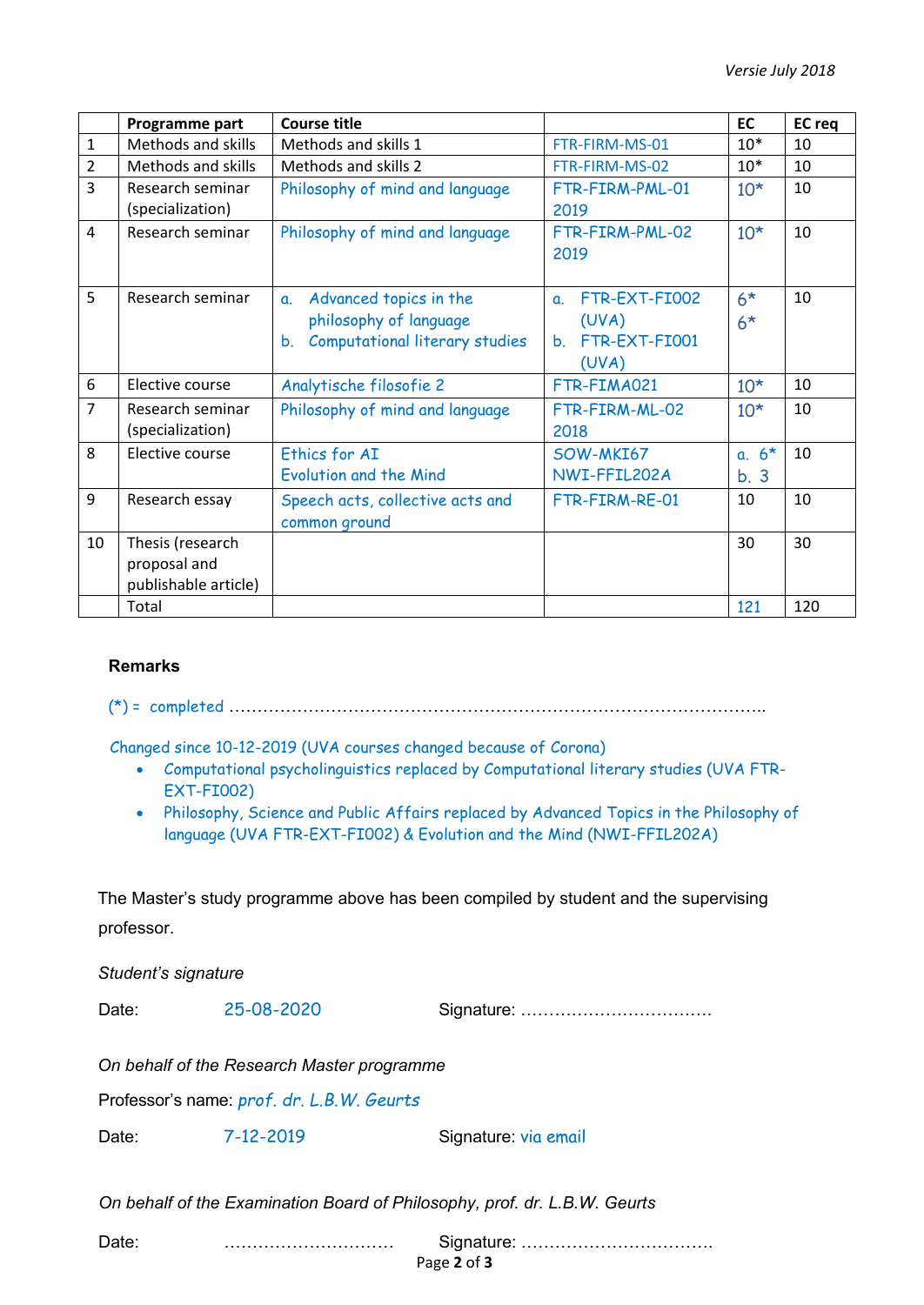| | Programme part | Course title | | EC | EC req |
|---|---|---|---|---|---|
| 1 | Methods and skills | Methods and skills 1 | FTR-FIRM-MS-01 | 10* | 10 |
| 2 | Methods and skills | Methods and skills 2 | FTR-FIRM-MS-02 | 10* | 10 |
| 3 | Research seminar (specialization) | Philosophy of mind and language | FTR-FIRM-PML-01 2019 | 10* | 10 |
| 4 | Research seminar | Philosophy of mind and language | FTR-FIRM-PML-02 2019 | 10* | 10 |
| 5 | Research seminar | a. Advanced topics in the philosophy of language<br>b. Computational literary studies | a. FTR-EXT-FI002 (UVA)<br>b. FTR-EXT-FI001 (UVA) | 6*<br>6* | 10 |
| 6 | Elective course | Analytische filosofie 2 | FTR-FIMA021 | 10* | 10 |
| 7 | Research seminar (specialization) | Philosophy of mind and language | FTR-FIRM-ML-02 2018 | 10* | 10 |
| 8 | Elective course | Ethics for AI<br>Evolution and the Mind | SOW-MKI67<br>NWI-FFIL202A | a. 6*<br>b. 3 | 10 |
| 9 | Research essay | Speech acts, collective acts and common ground | FTR-FIRM-RE-01 | 10 | 10 |
| 10 | Thesis (research proposal and publishable article) | | | 30 | 30 |
| | Total | | | 121 | 120 |

**Remarks**

(*) = completed ……………………………………………………………………………………..

Changed since 10-12-2019 (UVA courses changed because of Corona)

- Computational psycholinguistics replaced by Computational literary studies (UVA FTR-EXT-FI002)
- Philosophy, Science and Public Affairs replaced by Advanced Topics in the Philosophy of language (UVA FTR-EXT-FI002) & Evolution and the Mind (NWI-FFIL202A)

The Master's study programme above has been compiled by student and the supervising professor.

*Student's signature*

Date: 25-08-2020 Signature: ……………………………

*On behalf of the Research Master programme*

Professor's name: *prof. dr. L.B.W. Geurts*

Date: 7-12-2019 Signature: via email

*On behalf of the Examination Board of Philosophy, prof. dr. L.B.W. Geurts*

Date: ………………………… Signature: ……………………………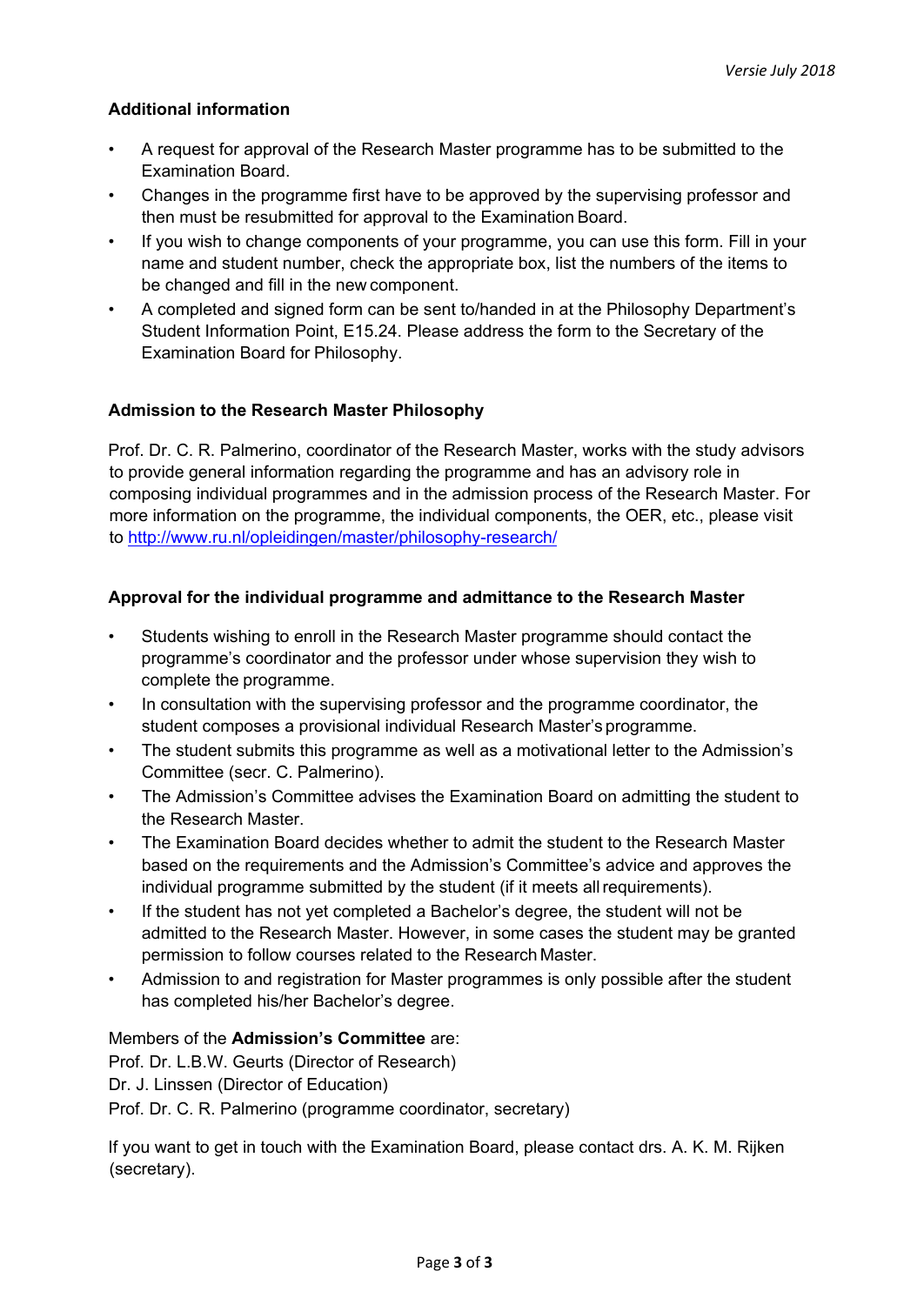## Additional information

- A request for approval of the Research Master programme has to be submitted to the Examination Board.
- Changes in the programme first have to be approved by the supervising professor and then must be resubmitted for approval to the Examination Board.
- If you wish to change components of your programme, you can use this form. Fill in your name and student number, check the appropriate box, list the numbers of the items to be changed and fill in the new component.
- A completed and signed form can be sent to/handed in at the Philosophy Department's Student Information Point, E15.24. Please address the form to the Secretary of the Examination Board for Philosophy.

## Admission to the Research Master Philosophy

Prof. Dr. C. R. Palmerino, coordinator of the Research Master, works with the study advisors to provide general information regarding the programme and has an advisory role in composing individual programmes and in the admission process of the Research Master. For more information on the programme, the individual components, the OER, etc., please visit to http://www.ru.nl/opleidingen/master/philosophy-research/

## Approval for the individual programme and admittance to the Research Master

- Students wishing to enroll in the Research Master programme should contact the programme's coordinator and the professor under whose supervision they wish to complete the programme.
- In consultation with the supervising professor and the programme coordinator, the student composes a provisional individual Research Master's programme.
- The student submits this programme as well as a motivational letter to the Admission's Committee (secr. C. Palmerino).
- The Admission's Committee advises the Examination Board on admitting the student to the Research Master.
- The Examination Board decides whether to admit the student to the Research Master based on the requirements and the Admission's Committee's advice and approves the individual programme submitted by the student (if it meets all requirements).
- If the student has not yet completed a Bachelor's degree, the student will not be admitted to the Research Master. However, in some cases the student may be granted permission to follow courses related to the Research Master.
- Admission to and registration for Master programmes is only possible after the student has completed his/her Bachelor's degree.

Members of the **Admission's Committee** are:
Prof. Dr. L.B.W. Geurts (Director of Research)
Dr. J. Linssen (Director of Education)
Prof. Dr. C. R. Palmerino (programme coordinator, secretary)

If you want to get in touch with the Examination Board, please contact drs. A. K. M. Rijken (secretary).